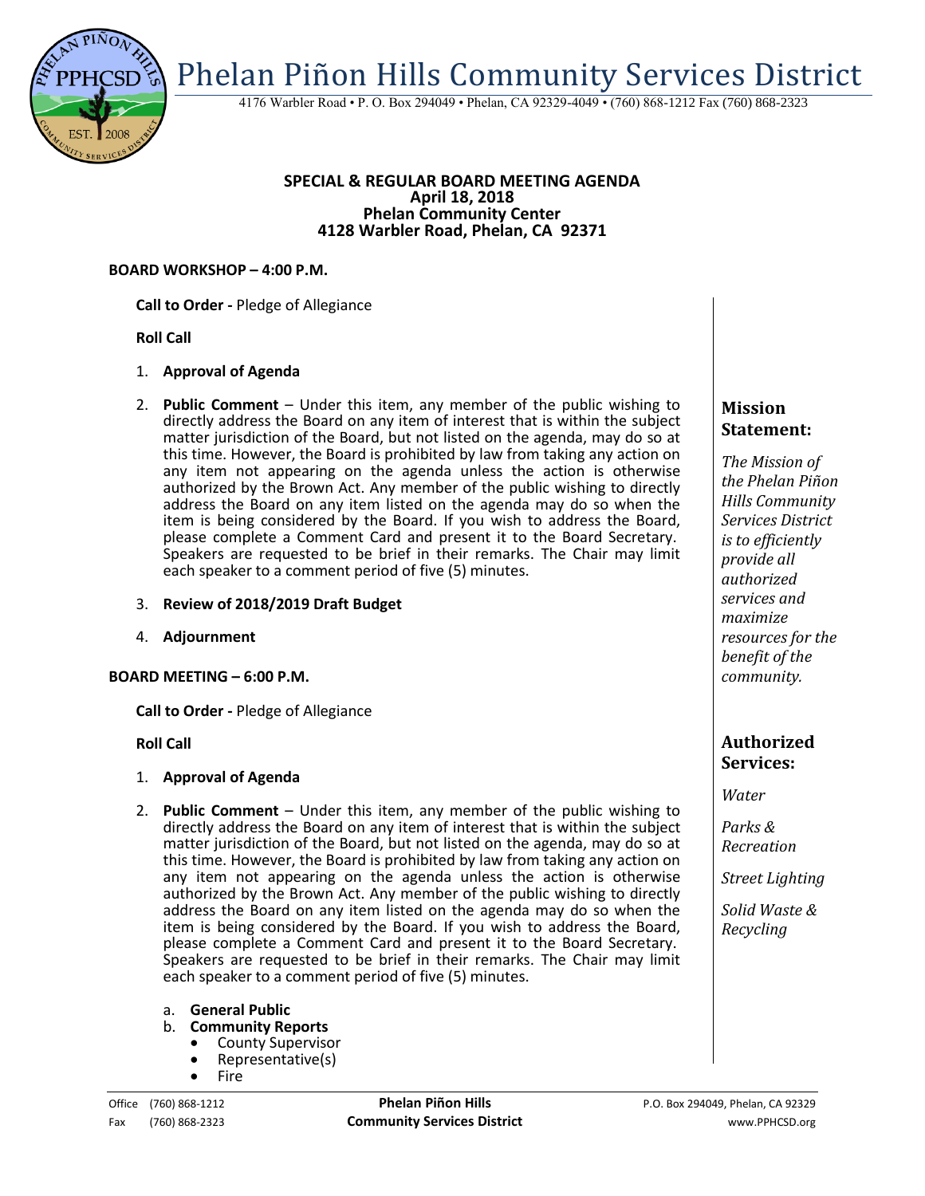# Phelan Piñon Hills Community Services District

4176 Warbler Road • P. O. Box 294049 • Phelan, CA 92329-4049 • (760) 868-1212 Fax (760) 868-2323

**SPECIAL & REGULAR BOARD MEETING AGENDA**
**April 18, 2018**
**Phelan Community Center**
**4128 Warbler Road, Phelan, CA 92371**

**BOARD WORKSHOP – 4:00 P.M.**

**Call to Order -** Pledge of Allegiance

**Roll Call**

1. **Approval of Agenda**

2. **Public Comment** – Under this item, any member of the public wishing to directly address the Board on any item of interest that is within the subject matter jurisdiction of the Board, but not listed on the agenda, may do so at this time. However, the Board is prohibited by law from taking any action on any item not appearing on the agenda unless the action is otherwise authorized by the Brown Act. Any member of the public wishing to directly address the Board on any item listed on the agenda may do so when the item is being considered by the Board. If you wish to address the Board, please complete a Comment Card and present it to the Board Secretary. Speakers are requested to be brief in their remarks. The Chair may limit each speaker to a comment period of five (5) minutes.

3. **Review of 2018/2019 Draft Budget**

4. **Adjournment**

**BOARD MEETING – 6:00 P.M.**

**Call to Order -** Pledge of Allegiance

**Roll Call**

1. **Approval of Agenda**

2. **Public Comment** – Under this item, any member of the public wishing to directly address the Board on any item of interest that is within the subject matter jurisdiction of the Board, but not listed on the agenda, may do so at this time. However, the Board is prohibited by law from taking any action on any item not appearing on the agenda unless the action is otherwise authorized by the Brown Act. Any member of the public wishing to directly address the Board on any item listed on the agenda may do so when the item is being considered by the Board. If you wish to address the Board, please complete a Comment Card and present it to the Board Secretary. Speakers are requested to be brief in their remarks. The Chair may limit each speaker to a comment period of five (5) minutes.

   a. **General Public**
   b. **Community Reports**
      - County Supervisor
      - Representative(s)
      - Fire

### Mission Statement:

*The Mission of the Phelan Piñon Hills Community Services District is to efficiently provide all authorized services and maximize resources for the benefit of the community.*

### Authorized Services:

*Water*

*Parks & Recreation*

*Street Lighting*

*Solid Waste & Recycling*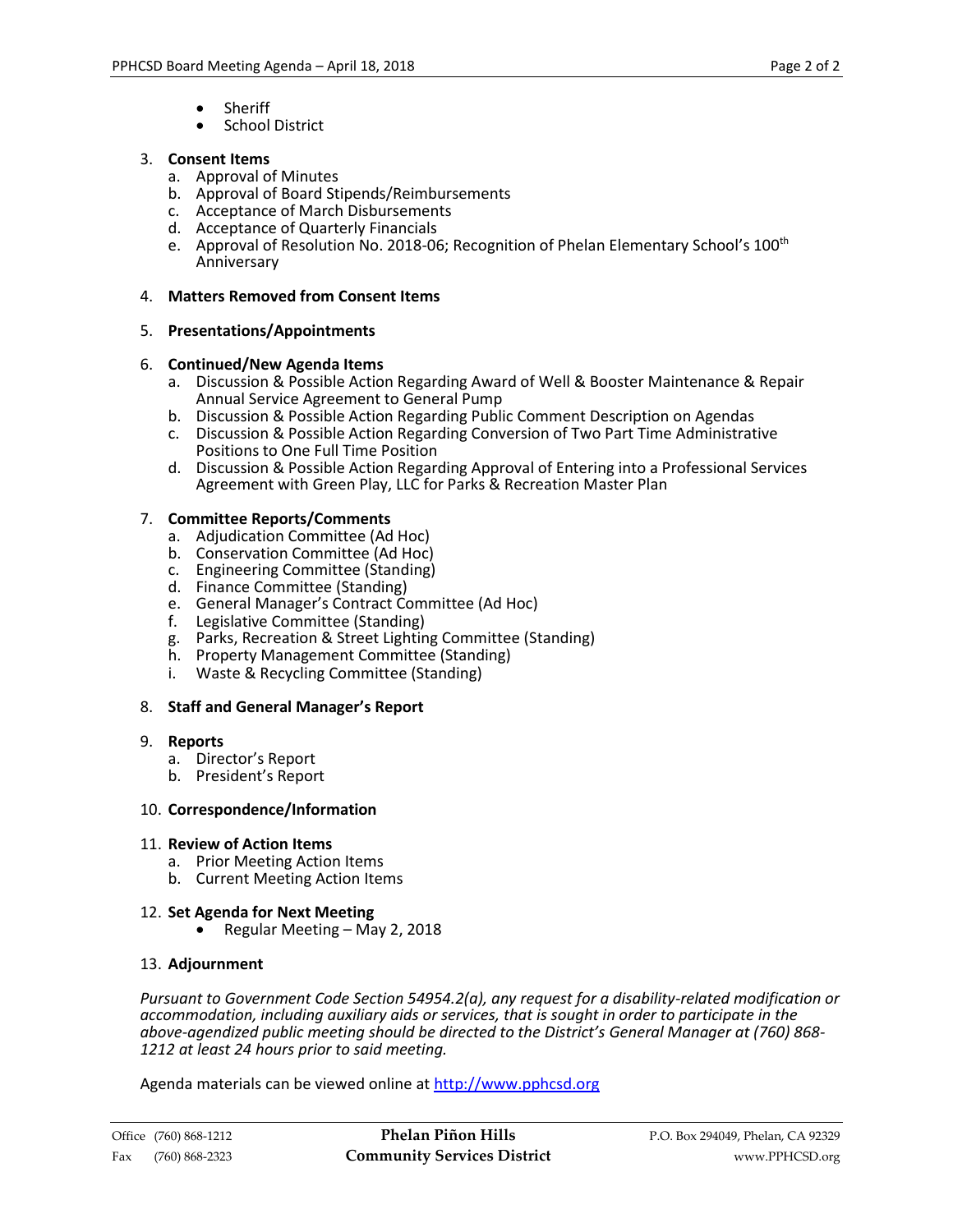- Sheriff
- School District

3. **Consent Items**
    a. Approval of Minutes
    b. Approval of Board Stipends/Reimbursements
    c. Acceptance of March Disbursements
    d. Acceptance of Quarterly Financials
    e. Approval of Resolution No. 2018-06; Recognition of Phelan Elementary School's 100th Anniversary

4. **Matters Removed from Consent Items**

5. **Presentations/Appointments**

6. **Continued/New Agenda Items**
    a. Discussion & Possible Action Regarding Award of Well & Booster Maintenance & Repair Annual Service Agreement to General Pump
    b. Discussion & Possible Action Regarding Public Comment Description on Agendas
    c. Discussion & Possible Action Regarding Conversion of Two Part Time Administrative Positions to One Full Time Position
    d. Discussion & Possible Action Regarding Approval of Entering into a Professional Services Agreement with Green Play, LLC for Parks & Recreation Master Plan

7. **Committee Reports/Comments**
    a. Adjudication Committee (Ad Hoc)
    b. Conservation Committee (Ad Hoc)
    c. Engineering Committee (Standing)
    d. Finance Committee (Standing)
    e. General Manager's Contract Committee (Ad Hoc)
    f. Legislative Committee (Standing)
    g. Parks, Recreation & Street Lighting Committee (Standing)
    h. Property Management Committee (Standing)
    i. Waste & Recycling Committee (Standing)

8. **Staff and General Manager's Report**

9. **Reports**
    a. Director's Report
    b. President's Report

10. **Correspondence/Information**

11. **Review of Action Items**
    a. Prior Meeting Action Items
    b. Current Meeting Action Items

12. **Set Agenda for Next Meeting**
    - Regular Meeting – May 2, 2018

13. **Adjournment**

*Pursuant to Government Code Section 54954.2(a), any request for a disability-related modification or accommodation, including auxiliary aids or services, that is sought in order to participate in the above-agendized public meeting should be directed to the District's General Manager at (760) 868-1212 at least 24 hours prior to said meeting.*

Agenda materials can be viewed online at http://www.pphcsd.org

Office (760) 868-1212 | **Phelan Piñon Hills Community Services District** | P.O. Box 294049, Phelan, CA 92329
Fax (760) 868-2323 | www.PPHCSD.org